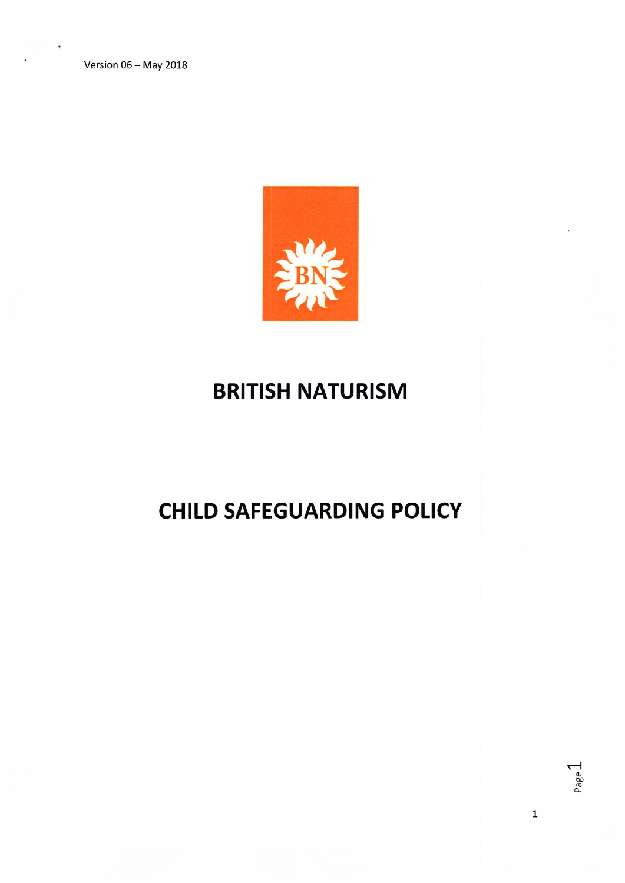Version 06 – May 2018

# BRITISH NATURISM

# CHILD SAFEGUARDING POLICY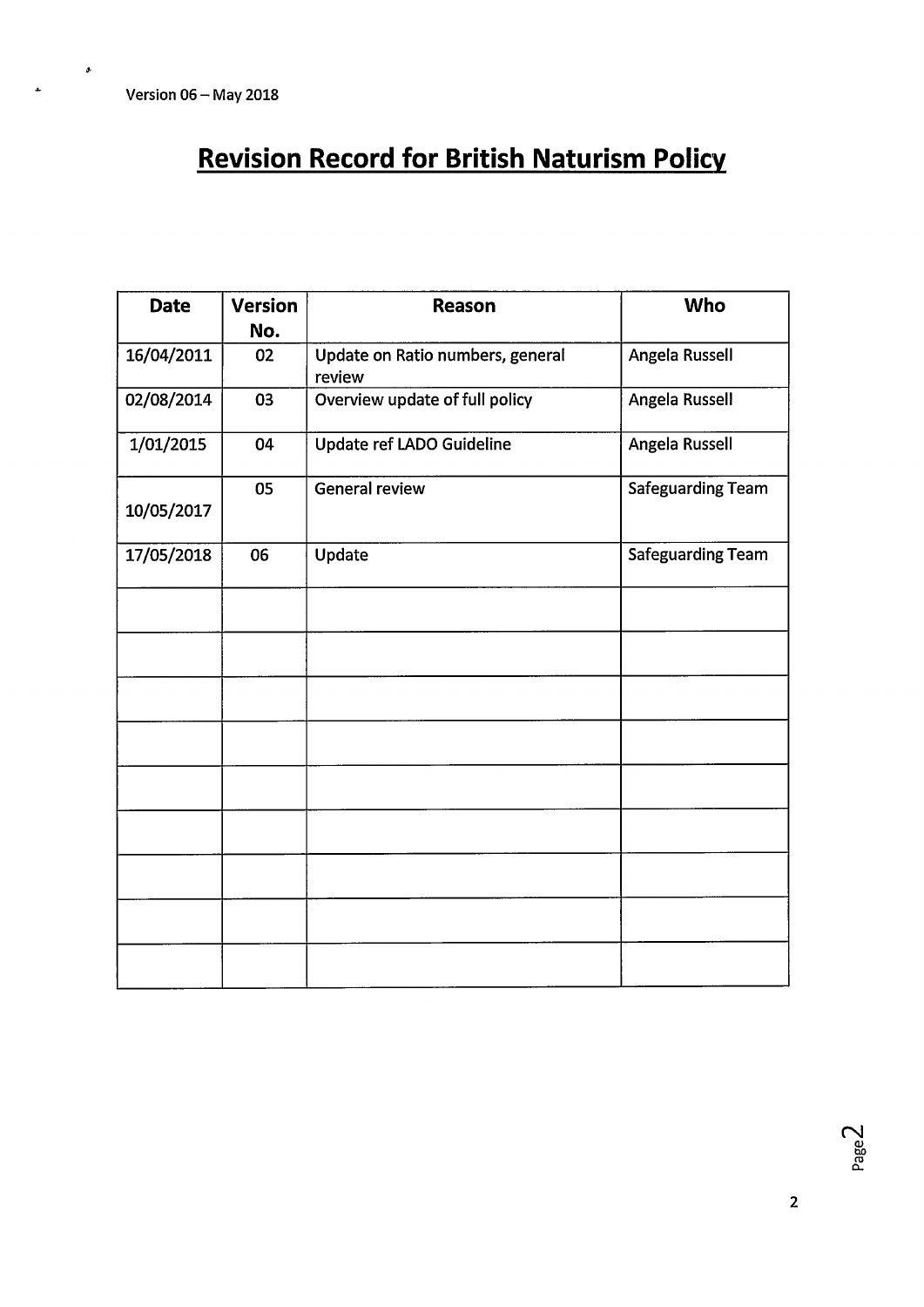Version 06 – May 2018

# Revision Record for British Naturism Policy

| Date | Version No. | Reason | Who |
|---|---|---|---|
| 16/04/2011 | 02 | Update on Ratio numbers, general review | Angela Russell |
| 02/08/2014 | 03 | Overview update of full policy | Angela Russell |
| 1/01/2015 | 04 | Update ref LADO Guideline | Angela Russell |
| 10/05/2017 | 05 | General review | Safeguarding Team |
| 17/05/2018 | 06 | Update | Safeguarding Team |
| | | | |
| | | | |
| | | | |
| | | | |
| | | | |
| | | | |
| | | | |
| | | | |
| | | | |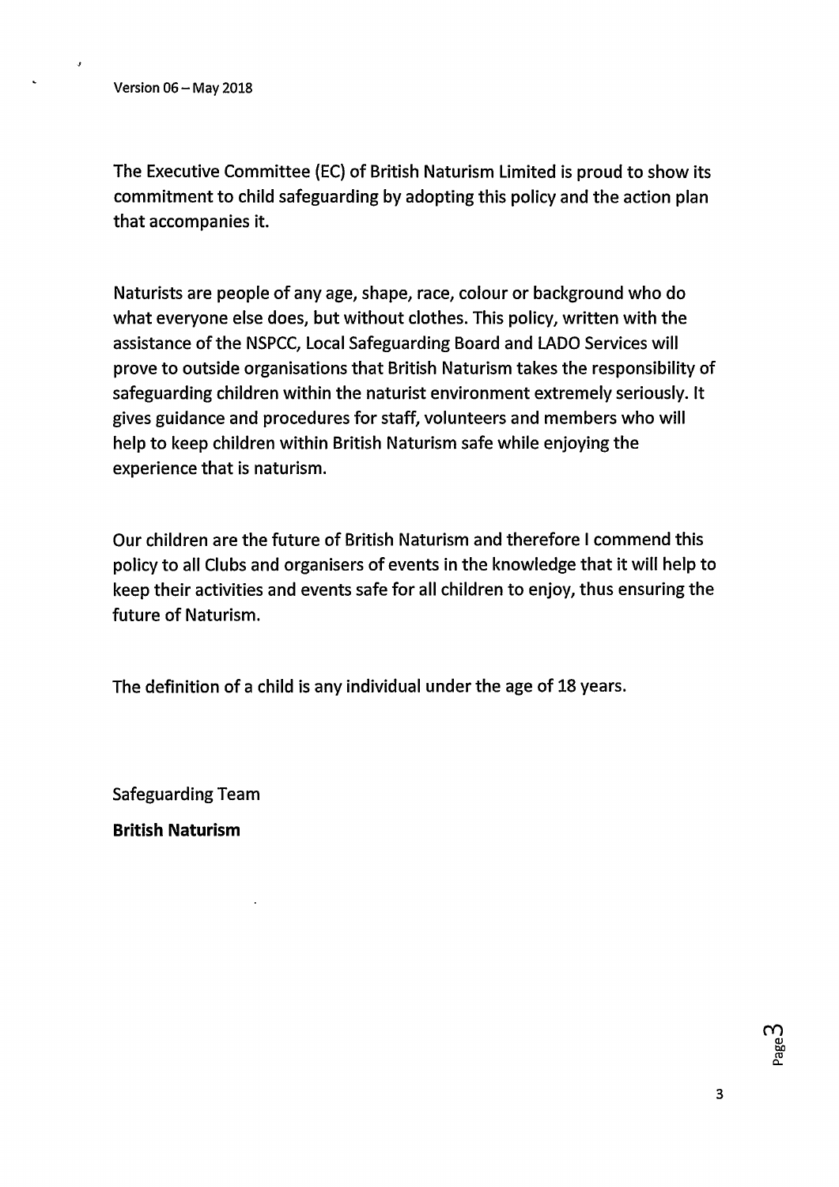Version 06 – May 2018

The Executive Committee (EC) of British Naturism Limited is proud to show its commitment to child safeguarding by adopting this policy and the action plan that accompanies it.

Naturists are people of any age, shape, race, colour or background who do what everyone else does, but without clothes. This policy, written with the assistance of the NSPCC, Local Safeguarding Board and LADO Services will prove to outside organisations that British Naturism takes the responsibility of safeguarding children within the naturist environment extremely seriously. It gives guidance and procedures for staff, volunteers and members who will help to keep children within British Naturism safe while enjoying the experience that is naturism.

Our children are the future of British Naturism and therefore I commend this policy to all Clubs and organisers of events in the knowledge that it will help to keep their activities and events safe for all children to enjoy, thus ensuring the future of Naturism.

The definition of a child is any individual under the age of 18 years.

Safeguarding Team

**British Naturism**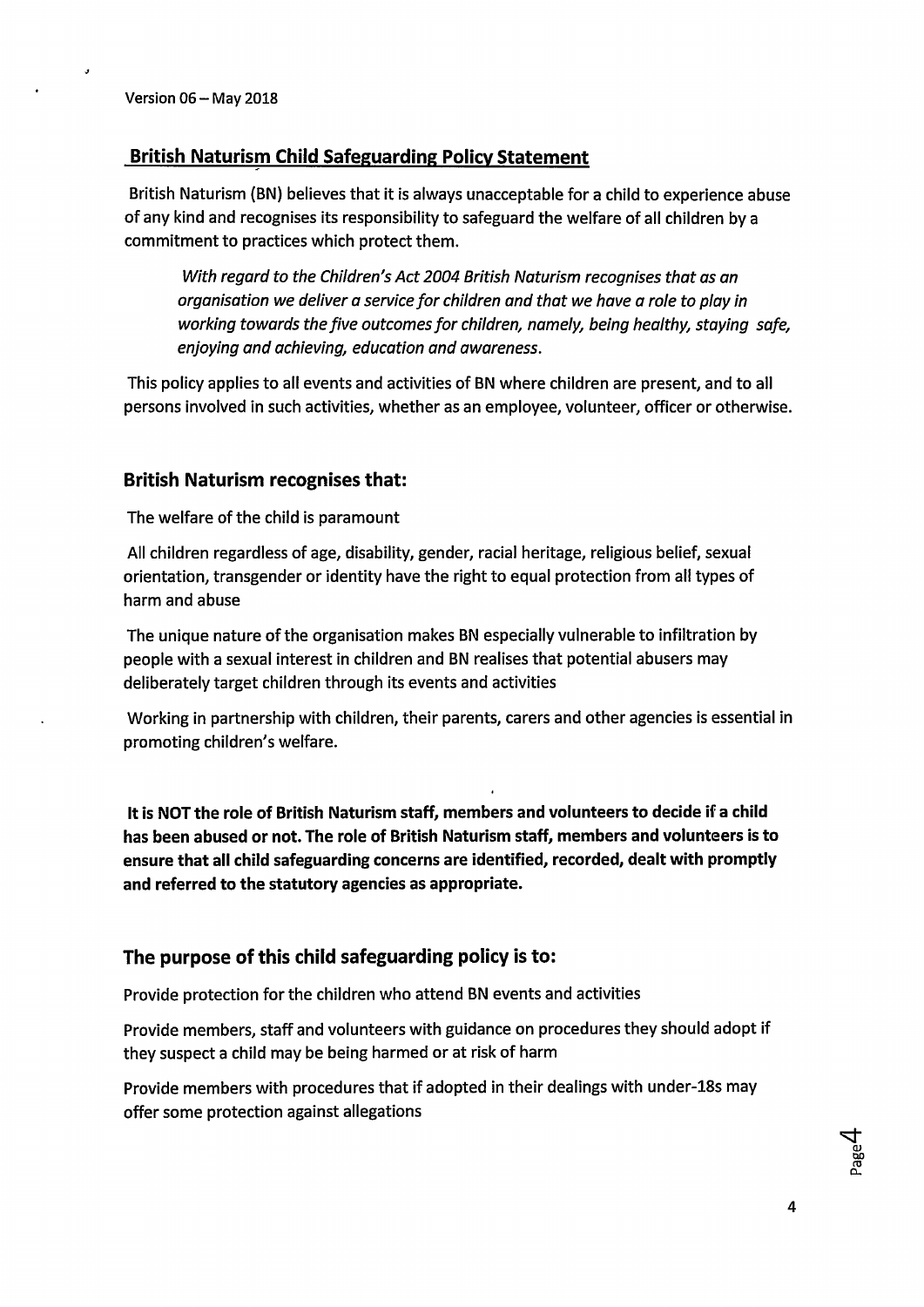Version 06 – May 2018

## British Naturism Child Safeguarding Policy Statement

British Naturism (BN) believes that it is always unacceptable for a child to experience abuse of any kind and recognises its responsibility to safeguard the welfare of all children by a commitment to practices which protect them.

> *With regard to the Children's Act 2004 British Naturism recognises that as an organisation we deliver a service for children and that we have a role to play in working towards the five outcomes for children, namely, being healthy, staying safe, enjoying and achieving, education and awareness.*

This policy applies to all events and activities of BN where children are present, and to all persons involved in such activities, whether as an employee, volunteer, officer or otherwise.

### British Naturism recognises that:

The welfare of the child is paramount

All children regardless of age, disability, gender, racial heritage, religious belief, sexual orientation, transgender or identity have the right to equal protection from all types of harm and abuse

The unique nature of the organisation makes BN especially vulnerable to infiltration by people with a sexual interest in children and BN realises that potential abusers may deliberately target children through its events and activities

Working in partnership with children, their parents, carers and other agencies is essential in promoting children's welfare.

**It is NOT the role of British Naturism staff, members and volunteers to decide if a child has been abused or not. The role of British Naturism staff, members and volunteers is to ensure that all child safeguarding concerns are identified, recorded, dealt with promptly and referred to the statutory agencies as appropriate.**

### The purpose of this child safeguarding policy is to:

Provide protection for the children who attend BN events and activities

Provide members, staff and volunteers with guidance on procedures they should adopt if they suspect a child may be being harmed or at risk of harm

Provide members with procedures that if adopted in their dealings with under-18s may offer some protection against allegations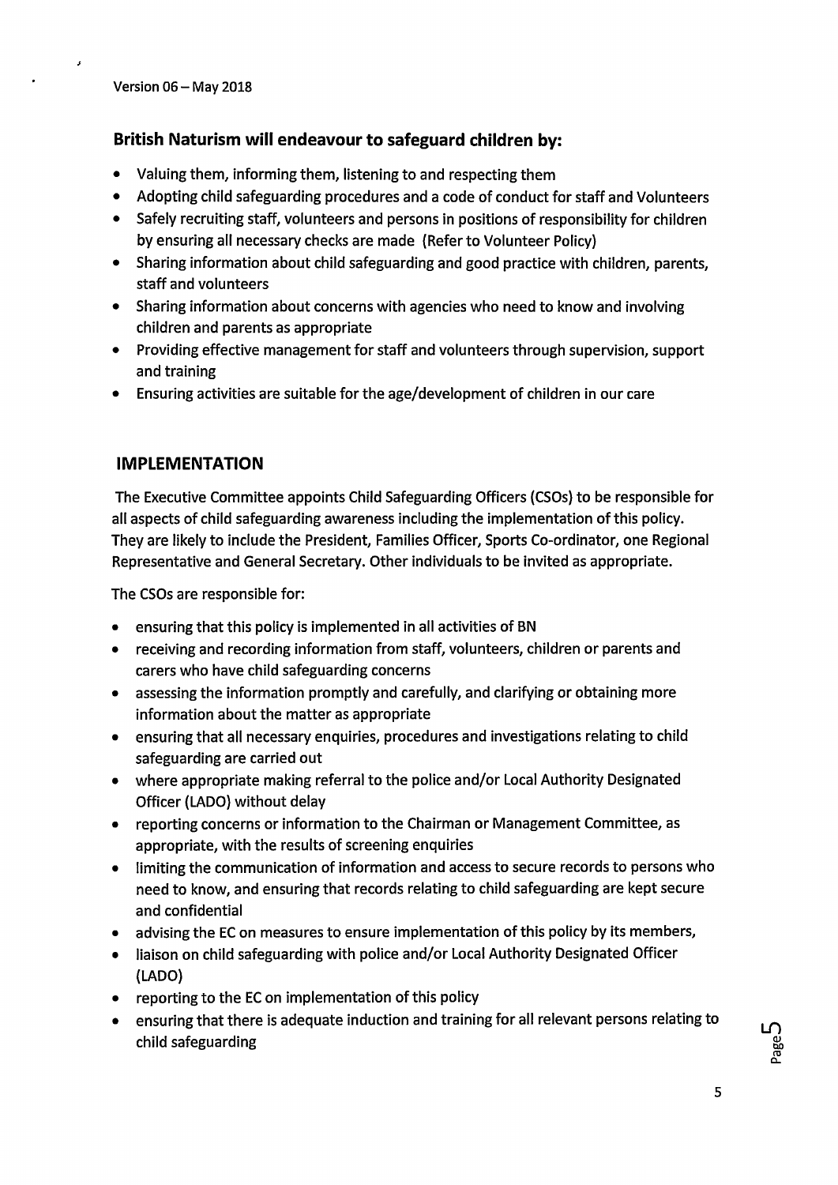Version 06 – May 2018

## British Naturism will endeavour to safeguard children by:

- Valuing them, informing them, listening to and respecting them
- Adopting child safeguarding procedures and a code of conduct for staff and Volunteers
- Safely recruiting staff, volunteers and persons in positions of responsibility for children by ensuring all necessary checks are made (Refer to Volunteer Policy)
- Sharing information about child safeguarding and good practice with children, parents, staff and volunteers
- Sharing information about concerns with agencies who need to know and involving children and parents as appropriate
- Providing effective management for staff and volunteers through supervision, support and training
- Ensuring activities are suitable for the age/development of children in our care

## IMPLEMENTATION

The Executive Committee appoints Child Safeguarding Officers (CSOs) to be responsible for all aspects of child safeguarding awareness including the implementation of this policy. They are likely to include the President, Families Officer, Sports Co-ordinator, one Regional Representative and General Secretary. Other individuals to be invited as appropriate.

The CSOs are responsible for:

- ensuring that this policy is implemented in all activities of BN
- receiving and recording information from staff, volunteers, children or parents and carers who have child safeguarding concerns
- assessing the information promptly and carefully, and clarifying or obtaining more information about the matter as appropriate
- ensuring that all necessary enquiries, procedures and investigations relating to child safeguarding are carried out
- where appropriate making referral to the police and/or Local Authority Designated Officer (LADO) without delay
- reporting concerns or information to the Chairman or Management Committee, as appropriate, with the results of screening enquiries
- limiting the communication of information and access to secure records to persons who need to know, and ensuring that records relating to child safeguarding are kept secure and confidential
- advising the EC on measures to ensure implementation of this policy by its members,
- liaison on child safeguarding with police and/or Local Authority Designated Officer (LADO)
- reporting to the EC on implementation of this policy
- ensuring that there is adequate induction and training for all relevant persons relating to child safeguarding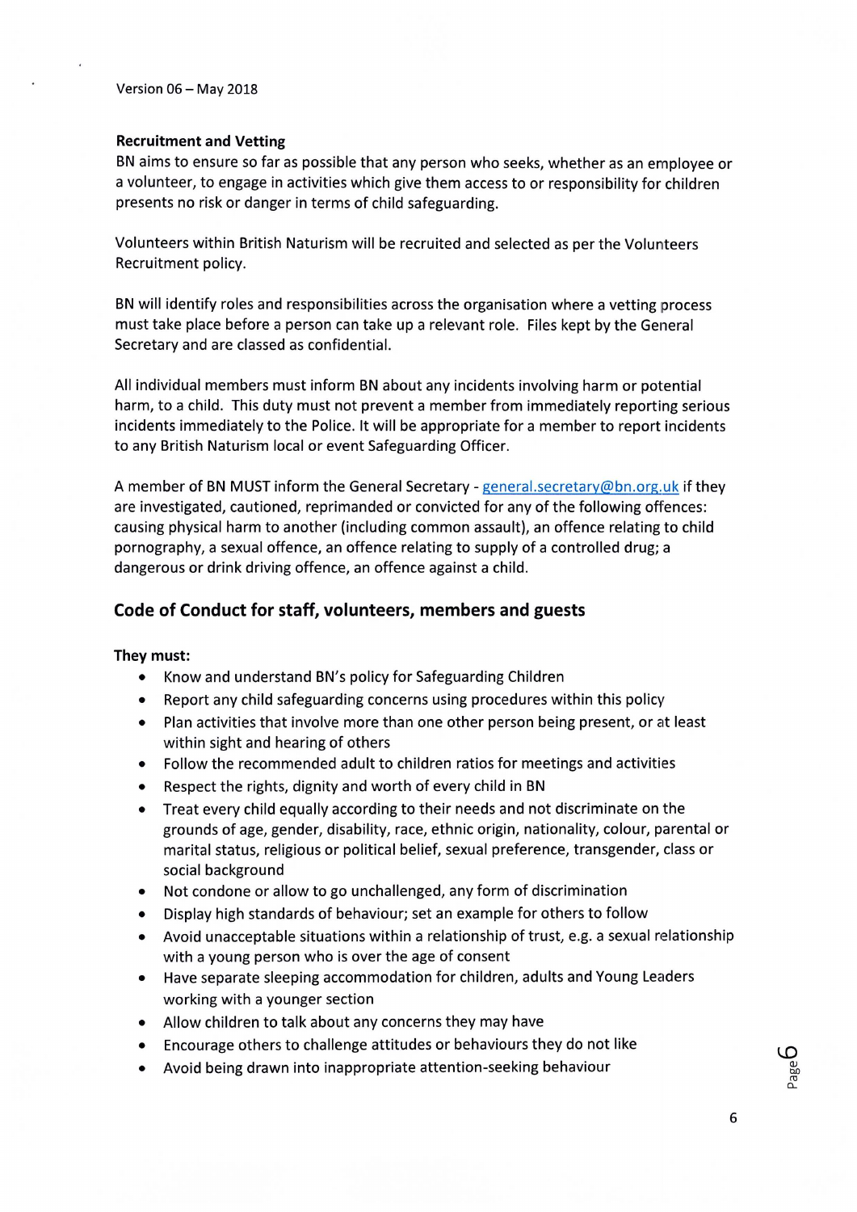**Recruitment and Vetting**

BN aims to ensure so far as possible that any person who seeks, whether as an employee or a volunteer, to engage in activities which give them access to or responsibility for children presents no risk or danger in terms of child safeguarding.

Volunteers within British Naturism will be recruited and selected as per the Volunteers Recruitment policy.

BN will identify roles and responsibilities across the organisation where a vetting process must take place before a person can take up a relevant role. Files kept by the General Secretary and are classed as confidential.

All individual members must inform BN about any incidents involving harm or potential harm, to a child. This duty must not prevent a member from immediately reporting serious incidents immediately to the Police. It will be appropriate for a member to report incidents to any British Naturism local or event Safeguarding Officer.

A member of BN MUST inform the General Secretary - general.secretary@bn.org.uk if they are investigated, cautioned, reprimanded or convicted for any of the following offences: causing physical harm to another (including common assault), an offence relating to child pornography, a sexual offence, an offence relating to supply of a controlled drug; a dangerous or drink driving offence, an offence against a child.

## Code of Conduct for staff, volunteers, members and guests

**They must:**

- Know and understand BN's policy for Safeguarding Children
- Report any child safeguarding concerns using procedures within this policy
- Plan activities that involve more than one other person being present, or at least within sight and hearing of others
- Follow the recommended adult to children ratios for meetings and activities
- Respect the rights, dignity and worth of every child in BN
- Treat every child equally according to their needs and not discriminate on the grounds of age, gender, disability, race, ethnic origin, nationality, colour, parental or marital status, religious or political belief, sexual preference, transgender, class or social background
- Not condone or allow to go unchallenged, any form of discrimination
- Display high standards of behaviour; set an example for others to follow
- Avoid unacceptable situations within a relationship of trust, e.g. a sexual relationship with a young person who is over the age of consent
- Have separate sleeping accommodation for children, adults and Young Leaders working with a younger section
- Allow children to talk about any concerns they may have
- Encourage others to challenge attitudes or behaviours they do not like
- Avoid being drawn into inappropriate attention-seeking behaviour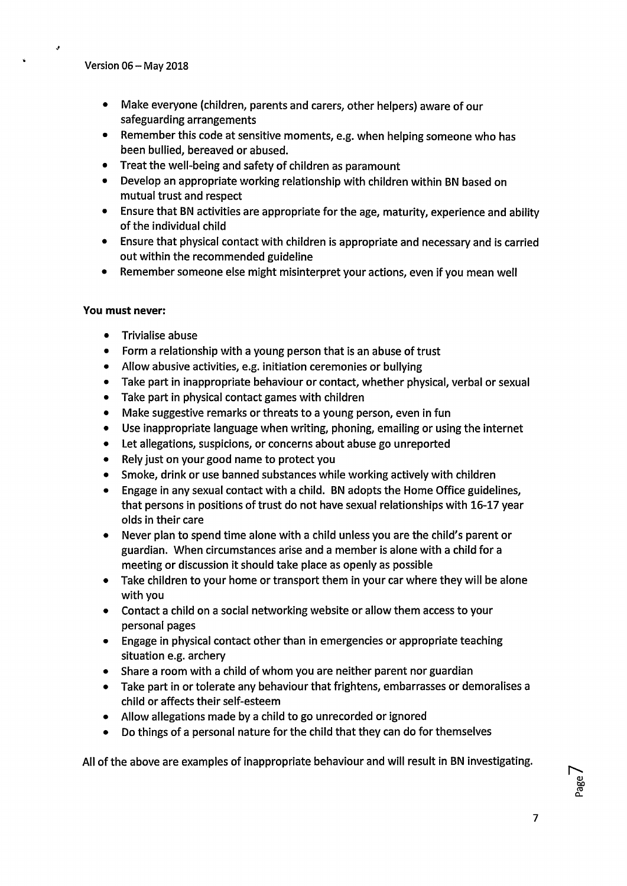- Make everyone (children, parents and carers, other helpers) aware of our safeguarding arrangements
- Remember this code at sensitive moments, e.g. when helping someone who has been bullied, bereaved or abused.
- Treat the well-being and safety of children as paramount
- Develop an appropriate working relationship with children within BN based on mutual trust and respect
- Ensure that BN activities are appropriate for the age, maturity, experience and ability of the individual child
- Ensure that physical contact with children is appropriate and necessary and is carried out within the recommended guideline
- Remember someone else might misinterpret your actions, even if you mean well

**You must never:**

- Trivialise abuse
- Form a relationship with a young person that is an abuse of trust
- Allow abusive activities, e.g. initiation ceremonies or bullying
- Take part in inappropriate behaviour or contact, whether physical, verbal or sexual
- Take part in physical contact games with children
- Make suggestive remarks or threats to a young person, even in fun
- Use inappropriate language when writing, phoning, emailing or using the internet
- Let allegations, suspicions, or concerns about abuse go unreported
- Rely just on your good name to protect you
- Smoke, drink or use banned substances while working actively with children
- Engage in any sexual contact with a child. BN adopts the Home Office guidelines, that persons in positions of trust do not have sexual relationships with 16-17 year olds in their care
- Never plan to spend time alone with a child unless you are the child's parent or guardian. When circumstances arise and a member is alone with a child for a meeting or discussion it should take place as openly as possible
- Take children to your home or transport them in your car where they will be alone with you
- Contact a child on a social networking website or allow them access to your personal pages
- Engage in physical contact other than in emergencies or appropriate teaching situation e.g. archery
- Share a room with a child of whom you are neither parent nor guardian
- Take part in or tolerate any behaviour that frightens, embarrasses or demoralises a child or affects their self-esteem
- Allow allegations made by a child to go unrecorded or ignored
- Do things of a personal nature for the child that they can do for themselves

All of the above are examples of inappropriate behaviour and will result in BN investigating.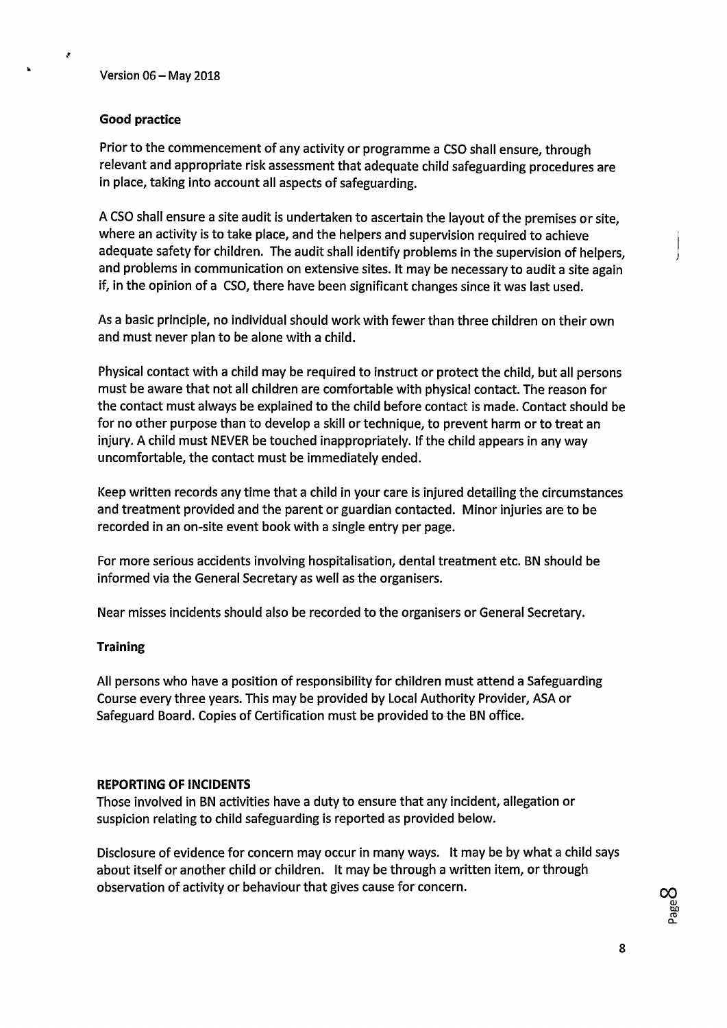**Good practice**

Prior to the commencement of any activity or programme a CSO shall ensure, through relevant and appropriate risk assessment that adequate child safeguarding procedures are in place, taking into account all aspects of safeguarding.

A CSO shall ensure a site audit is undertaken to ascertain the layout of the premises or site, where an activity is to take place, and the helpers and supervision required to achieve adequate safety for children. The audit shall identify problems in the supervision of helpers, and problems in communication on extensive sites. It may be necessary to audit a site again if, in the opinion of a CSO, there have been significant changes since it was last used.

As a basic principle, no individual should work with fewer than three children on their own and must never plan to be alone with a child.

Physical contact with a child may be required to instruct or protect the child, but all persons must be aware that not all children are comfortable with physical contact. The reason for the contact must always be explained to the child before contact is made. Contact should be for no other purpose than to develop a skill or technique, to prevent harm or to treat an injury. A child must NEVER be touched inappropriately. If the child appears in any way uncomfortable, the contact must be immediately ended.

Keep written records any time that a child in your care is injured detailing the circumstances and treatment provided and the parent or guardian contacted. Minor injuries are to be recorded in an on-site event book with a single entry per page.

For more serious accidents involving hospitalisation, dental treatment etc. BN should be informed via the General Secretary as well as the organisers.

Near misses incidents should also be recorded to the organisers or General Secretary.

**Training**

All persons who have a position of responsibility for children must attend a Safeguarding Course every three years. This may be provided by Local Authority Provider, ASA or Safeguard Board. Copies of Certification must be provided to the BN office.

**REPORTING OF INCIDENTS**

Those involved in BN activities have a duty to ensure that any incident, allegation or suspicion relating to child safeguarding is reported as provided below.

Disclosure of evidence for concern may occur in many ways. It may be by what a child says about itself or another child or children. It may be through a written item, or through observation of activity or behaviour that gives cause for concern.